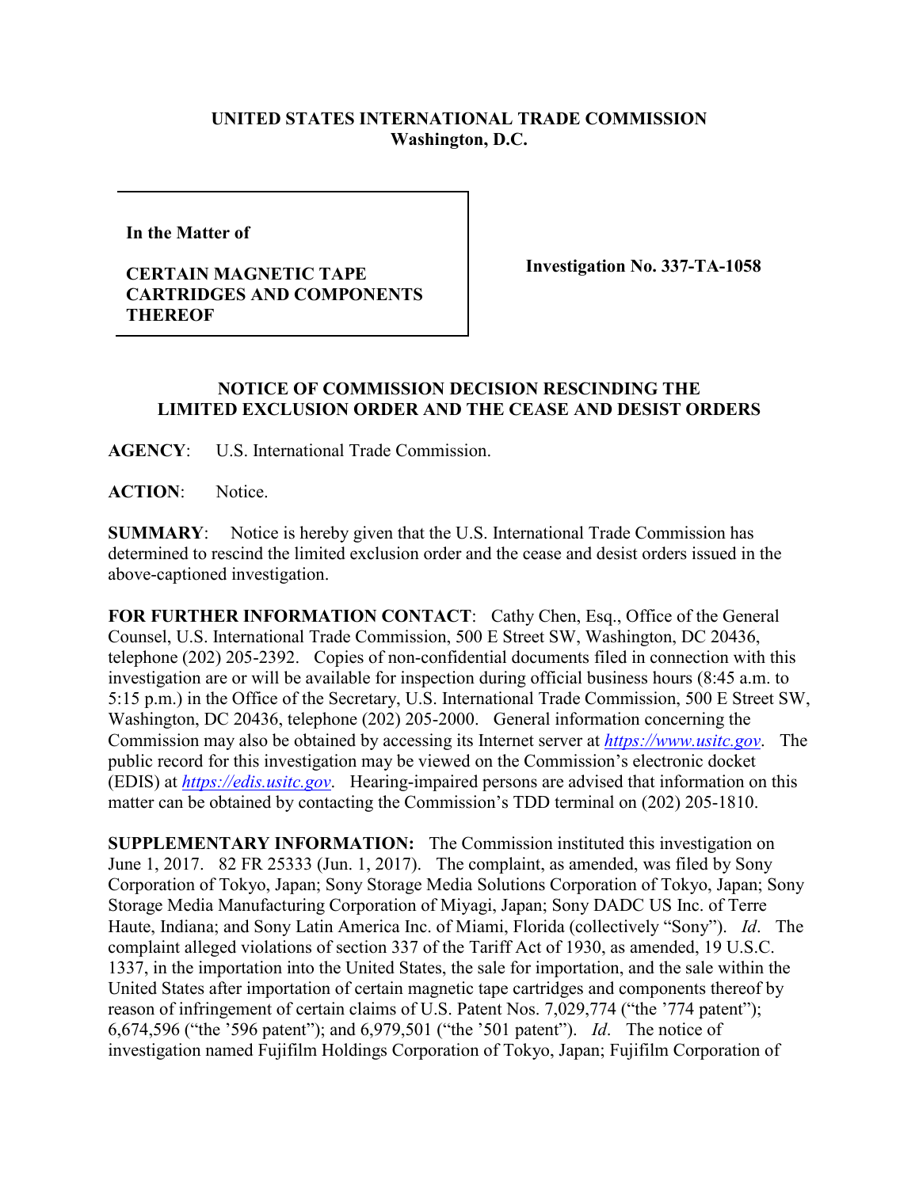**UNITED STATES INTERNATIONAL TRADE COMMISSION**
**Washington, D.C.**

| In the Matter of<br><br>**CERTAIN MAGNETIC TAPE CARTRIDGES AND COMPONENTS THEREOF** | **Investigation No. 337-TA-1058** |
|---|---|

**NOTICE OF COMMISSION DECISION RESCINDING THE LIMITED EXCLUSION ORDER AND THE CEASE AND DESIST ORDERS**

**AGENCY**: U.S. International Trade Commission.

**ACTION**: Notice.

**SUMMARY**: Notice is hereby given that the U.S. International Trade Commission has determined to rescind the limited exclusion order and the cease and desist orders issued in the above-captioned investigation.

**FOR FURTHER INFORMATION CONTACT**: Cathy Chen, Esq., Office of the General Counsel, U.S. International Trade Commission, 500 E Street SW, Washington, DC 20436, telephone (202) 205-2392. Copies of non-confidential documents filed in connection with this investigation are or will be available for inspection during official business hours (8:45 a.m. to 5:15 p.m.) in the Office of the Secretary, U.S. International Trade Commission, 500 E Street SW, Washington, DC 20436, telephone (202) 205-2000. General information concerning the Commission may also be obtained by accessing its Internet server at *https://www.usitc.gov*. The public record for this investigation may be viewed on the Commission's electronic docket (EDIS) at *https://edis.usitc.gov*. Hearing-impaired persons are advised that information on this matter can be obtained by contacting the Commission's TDD terminal on (202) 205-1810.

**SUPPLEMENTARY INFORMATION:** The Commission instituted this investigation on June 1, 2017. 82 FR 25333 (Jun. 1, 2017). The complaint, as amended, was filed by Sony Corporation of Tokyo, Japan; Sony Storage Media Solutions Corporation of Tokyo, Japan; Sony Storage Media Manufacturing Corporation of Miyagi, Japan; Sony DADC US Inc. of Terre Haute, Indiana; and Sony Latin America Inc. of Miami, Florida (collectively "Sony"). *Id*. The complaint alleged violations of section 337 of the Tariff Act of 1930, as amended, 19 U.S.C. 1337, in the importation into the United States, the sale for importation, and the sale within the United States after importation of certain magnetic tape cartridges and components thereof by reason of infringement of certain claims of U.S. Patent Nos. 7,029,774 ("the '774 patent"); 6,674,596 ("the '596 patent"); and 6,979,501 ("the '501 patent"). *Id*. The notice of investigation named Fujifilm Holdings Corporation of Tokyo, Japan; Fujifilm Corporation of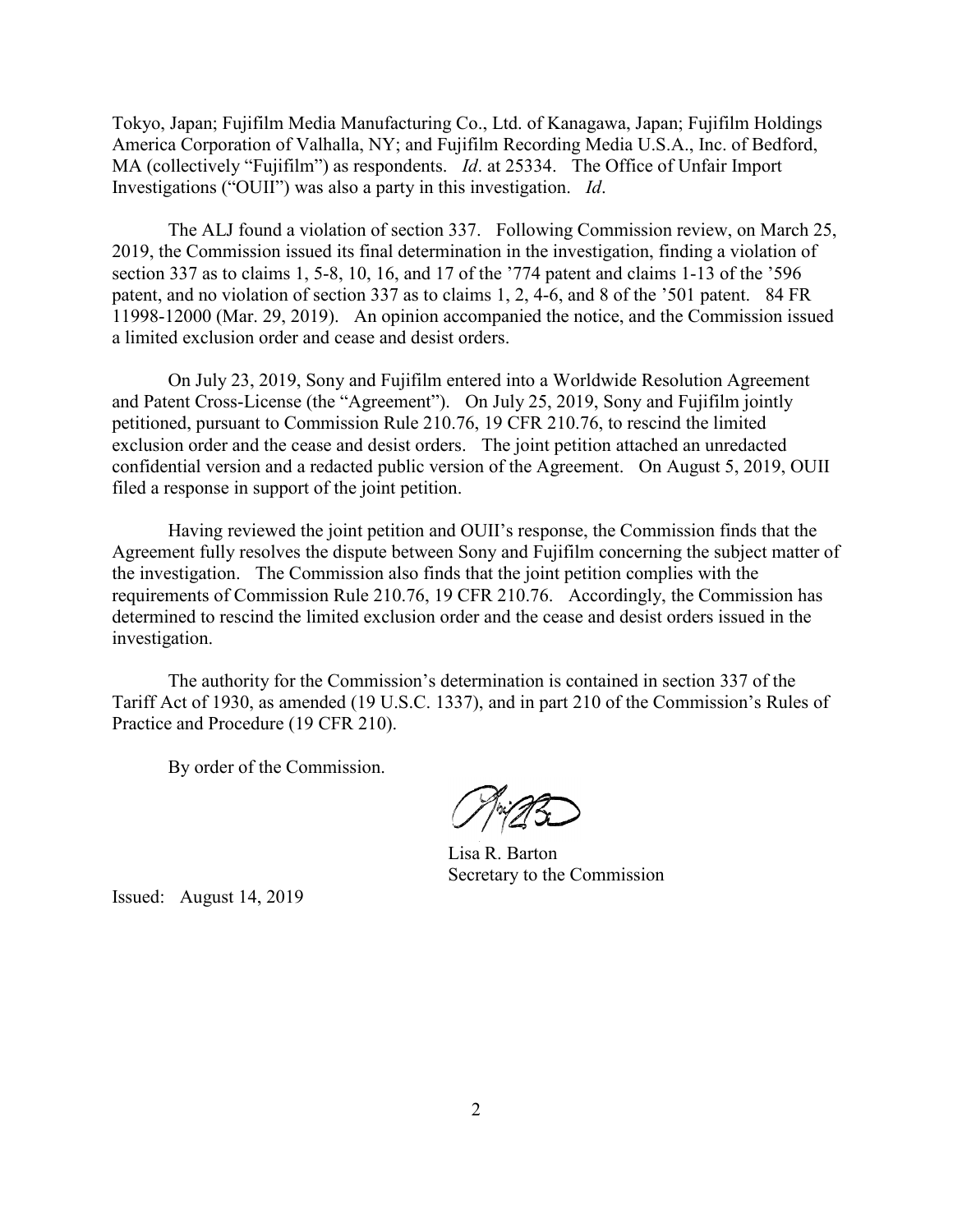Tokyo, Japan; Fujifilm Media Manufacturing Co., Ltd. of Kanagawa, Japan; Fujifilm Holdings America Corporation of Valhalla, NY; and Fujifilm Recording Media U.S.A., Inc. of Bedford, MA (collectively "Fujifilm") as respondents. *Id*. at 25334. The Office of Unfair Import Investigations ("OUII") was also a party in this investigation. *Id*.

The ALJ found a violation of section 337. Following Commission review, on March 25, 2019, the Commission issued its final determination in the investigation, finding a violation of section 337 as to claims 1, 5-8, 10, 16, and 17 of the '774 patent and claims 1-13 of the '596 patent, and no violation of section 337 as to claims 1, 2, 4-6, and 8 of the '501 patent. 84 FR 11998-12000 (Mar. 29, 2019). An opinion accompanied the notice, and the Commission issued a limited exclusion order and cease and desist orders.

On July 23, 2019, Sony and Fujifilm entered into a Worldwide Resolution Agreement and Patent Cross-License (the "Agreement"). On July 25, 2019, Sony and Fujifilm jointly petitioned, pursuant to Commission Rule 210.76, 19 CFR 210.76, to rescind the limited exclusion order and the cease and desist orders. The joint petition attached an unredacted confidential version and a redacted public version of the Agreement. On August 5, 2019, OUII filed a response in support of the joint petition.

Having reviewed the joint petition and OUII's response, the Commission finds that the Agreement fully resolves the dispute between Sony and Fujifilm concerning the subject matter of the investigation. The Commission also finds that the joint petition complies with the requirements of Commission Rule 210.76, 19 CFR 210.76. Accordingly, the Commission has determined to rescind the limited exclusion order and the cease and desist orders issued in the investigation.

The authority for the Commission's determination is contained in section 337 of the Tariff Act of 1930, as amended (19 U.S.C. 1337), and in part 210 of the Commission's Rules of Practice and Procedure (19 CFR 210).

By order of the Commission.

Lisa R. Barton
Secretary to the Commission

Issued: August 14, 2019